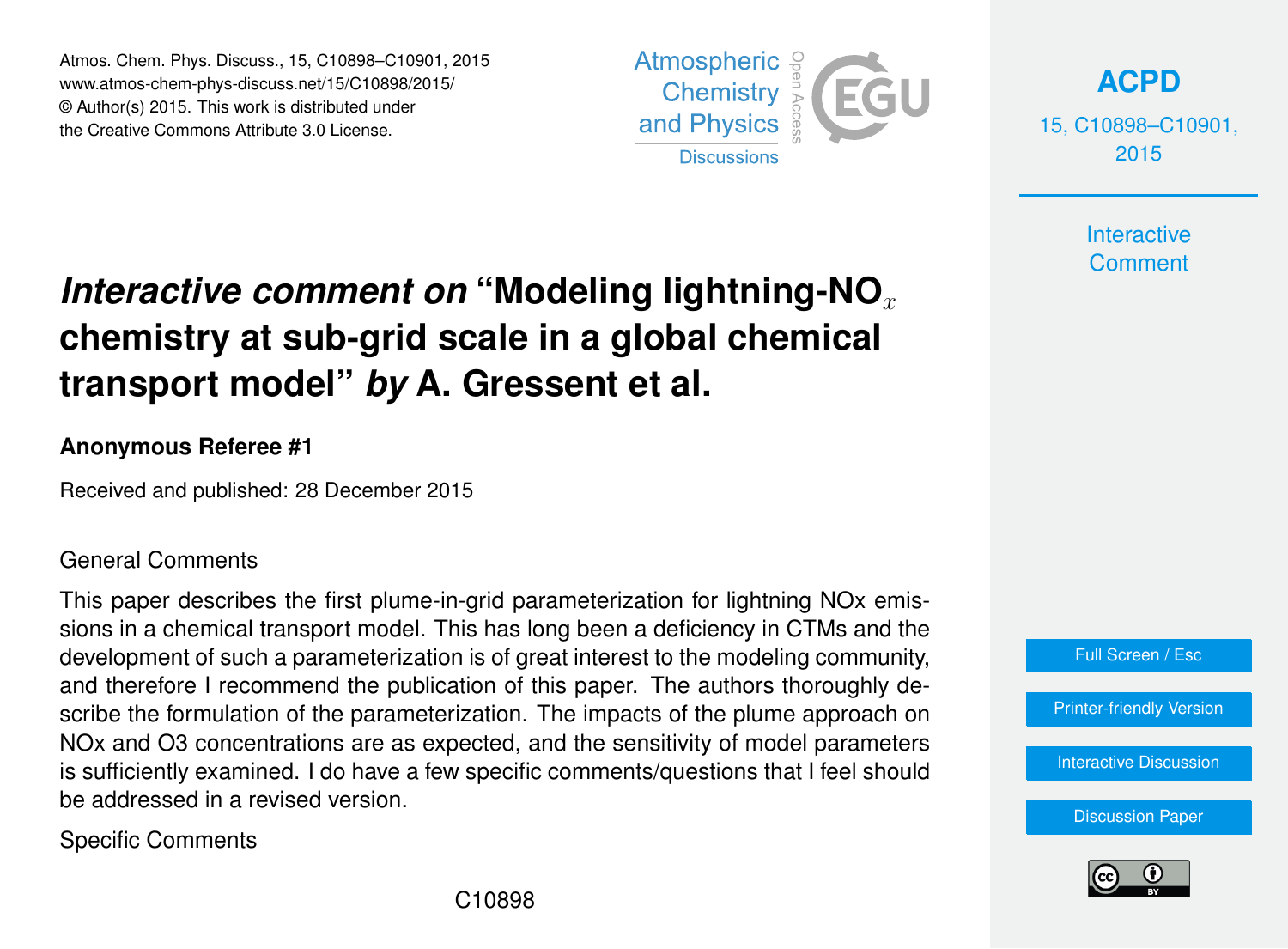# *Interactive comment on* "Modeling lightning-NO$_x$ chemistry at sub-grid scale in a global chemical transport model" *by* A. Gressent et al.

**Anonymous Referee #1**

Received and published: 28 December 2015

General Comments

This paper describes the first plume-in-grid parameterization for lightning NOx emissions in a chemical transport model. This has long been a deficiency in CTMs and the development of such a parameterization is of great interest to the modeling community, and therefore I recommend the publication of this paper. The authors thoroughly describe the formulation of the parameterization. The impacts of the plume approach on NOx and O3 concentrations are as expected, and the sensitivity of model parameters is sufficiently examined. I do have a few specific comments/questions that I feel should be addressed in a revised version.

Specific Comments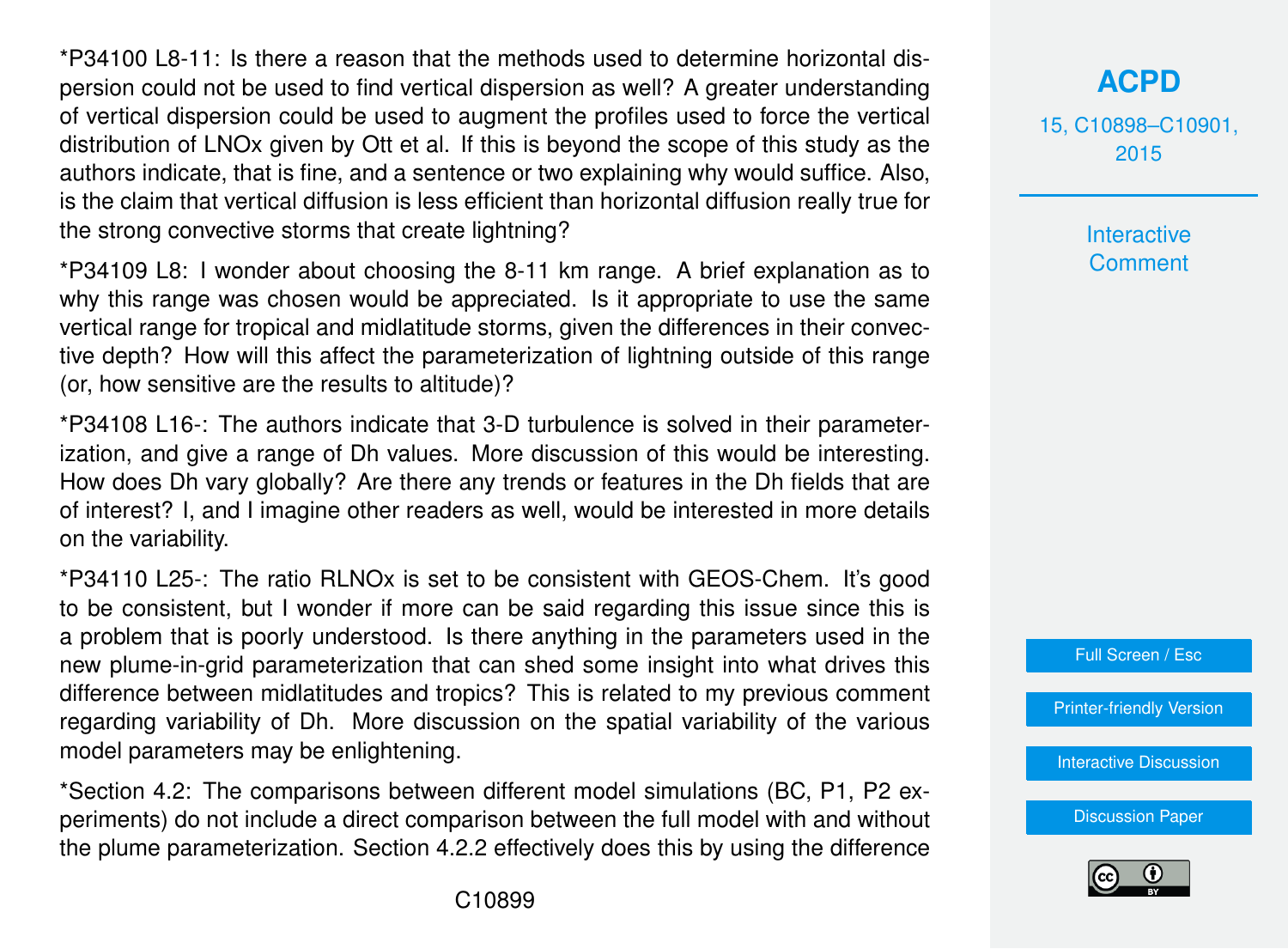*P34100 L8-11: Is there a reason that the methods used to determine horizontal dispersion could not be used to find vertical dispersion as well? A greater understanding of vertical dispersion could be used to augment the profiles used to force the vertical distribution of LNOx given by Ott et al. If this is beyond the scope of this study as the authors indicate, that is fine, and a sentence or two explaining why would suffice. Also, is the claim that vertical diffusion is less efficient than horizontal diffusion really true for the strong convective storms that create lightning?

*P34109 L8: I wonder about choosing the 8-11 km range. A brief explanation as to why this range was chosen would be appreciated. Is it appropriate to use the same vertical range for tropical and midlatitude storms, given the differences in their convective depth? How will this affect the parameterization of lightning outside of this range (or, how sensitive are the results to altitude)?

*P34108 L16-: The authors indicate that 3-D turbulence is solved in their parameterization, and give a range of Dh values. More discussion of this would be interesting. How does Dh vary globally? Are there any trends or features in the Dh fields that are of interest? I, and I imagine other readers as well, would be interested in more details on the variability.

*P34110 L25-: The ratio RLNOx is set to be consistent with GEOS-Chem. It's good to be consistent, but I wonder if more can be said regarding this issue since this is a problem that is poorly understood. Is there anything in the parameters used in the new plume-in-grid parameterization that can shed some insight into what drives this difference between midlatitudes and tropics? This is related to my previous comment regarding variability of Dh. More discussion on the spatial variability of the various model parameters may be enlightening.

*Section 4.2: The comparisons between different model simulations (BC, P1, P2 experiments) do not include a direct comparison between the full model with and without the plume parameterization. Section 4.2.2 effectively does this by using the difference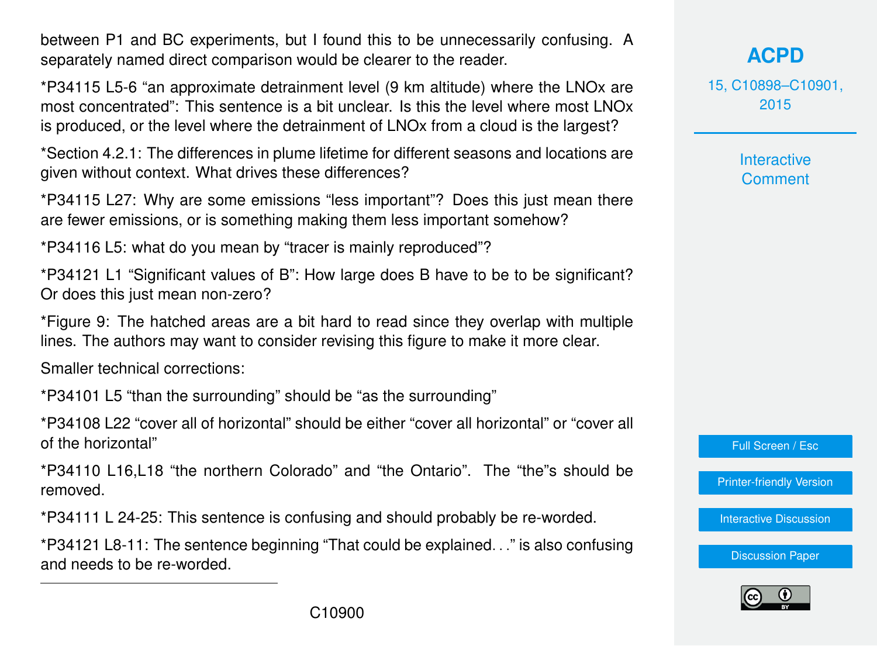between P1 and BC experiments, but I found this to be unnecessarily confusing. A separately named direct comparison would be clearer to the reader.

*P34115 L5-6 "an approximate detrainment level (9 km altitude) where the LNOx are most concentrated": This sentence is a bit unclear. Is this the level where most LNOx is produced, or the level where the detrainment of LNOx from a cloud is the largest?

*Section 4.2.1: The differences in plume lifetime for different seasons and locations are given without context. What drives these differences?

*P34115 L27: Why are some emissions "less important"? Does this just mean there are fewer emissions, or is something making them less important somehow?

*P34116 L5: what do you mean by "tracer is mainly reproduced"?

*P34121 L1 "Significant values of B": How large does B have to be to be significant? Or does this just mean non-zero?

*Figure 9: The hatched areas are a bit hard to read since they overlap with multiple lines. The authors may want to consider revising this figure to make it more clear.

Smaller technical corrections:

*P34101 L5 "than the surrounding" should be "as the surrounding"

*P34108 L22 "cover all of horizontal" should be either "cover all horizontal" or "cover all of the horizontal"

*P34110 L16,L18 "the northern Colorado" and "the Ontario". The "the"s should be removed.

*P34111 L 24-25: This sentence is confusing and should probably be re-worded.

*P34121 L8-11: The sentence beginning "That could be explained..." is also confusing and needs to be re-worded.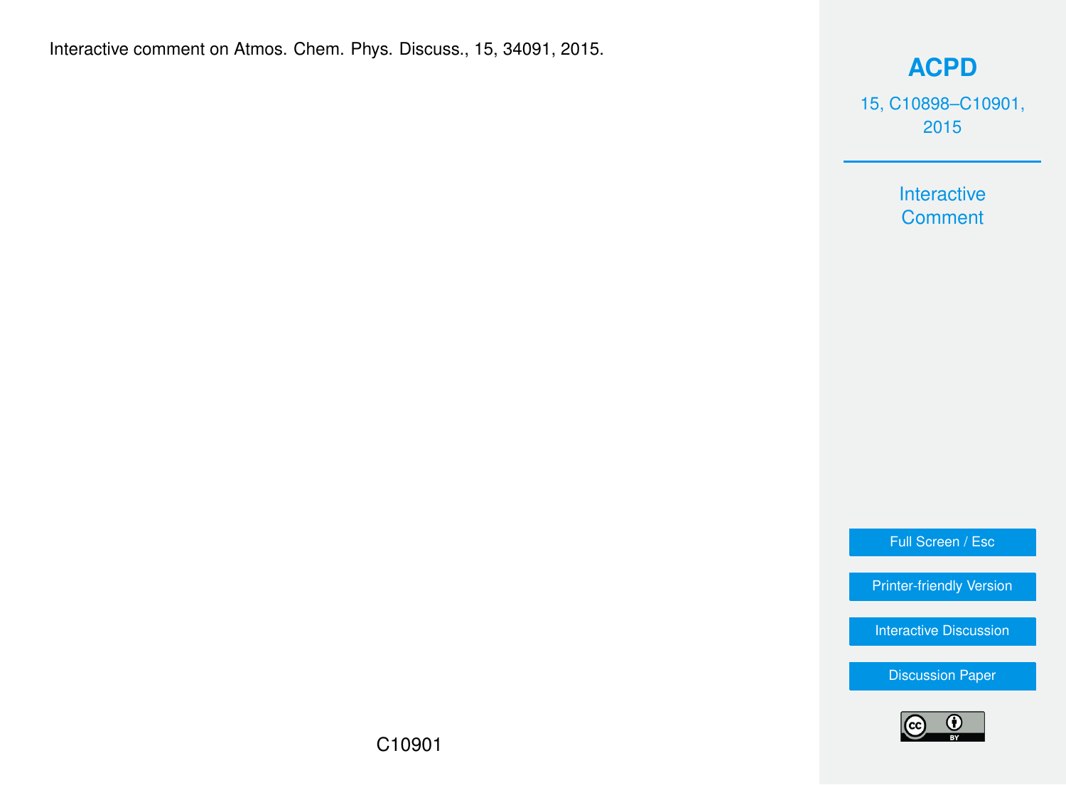Interactive comment on Atmos. Chem. Phys. Discuss., 15, 34091, 2015.